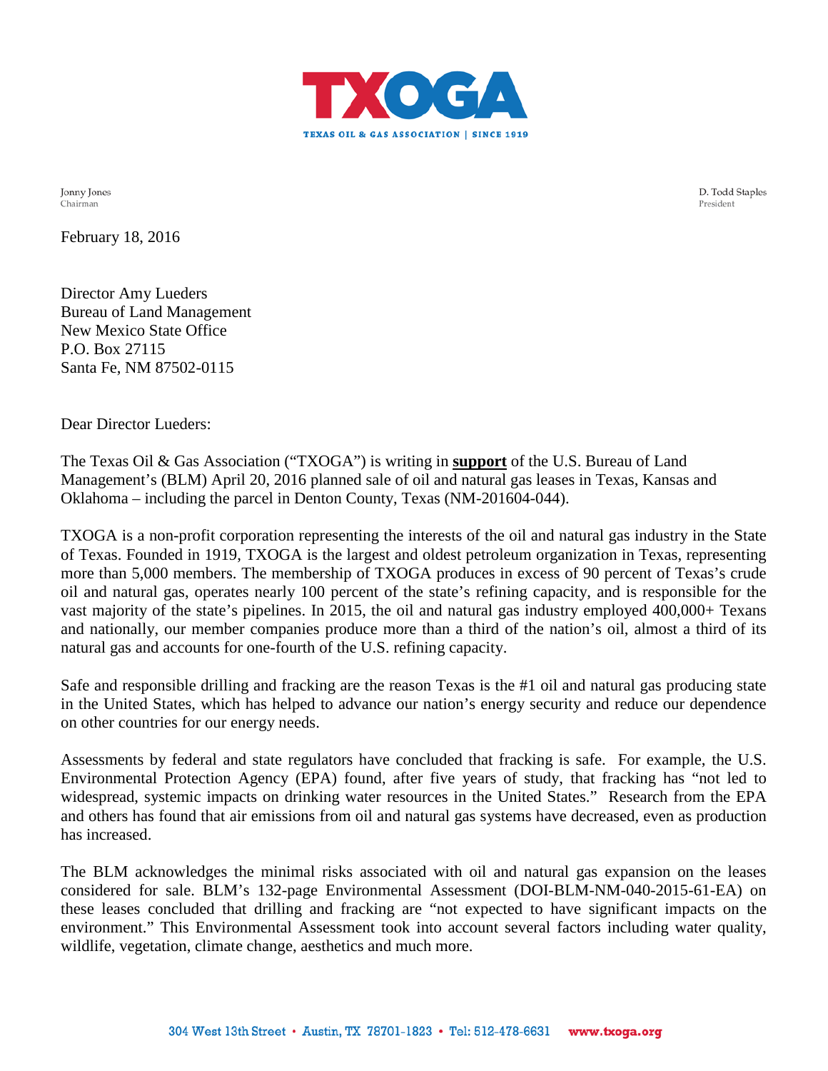# TXOGA

**TEXAS OIL & GAS ASSOCIATION | SINCE 1919**

Jonny Jones
Chairman

D. Todd Staples
President

February 18, 2016

Director Amy Lueders
Bureau of Land Management
New Mexico State Office
P.O. Box 27115
Santa Fe, NM 87502-0115

Dear Director Lueders:

The Texas Oil & Gas Association ("TXOGA") is writing in **support** of the U.S. Bureau of Land Management's (BLM) April 20, 2016 planned sale of oil and natural gas leases in Texas, Kansas and Oklahoma – including the parcel in Denton County, Texas (NM-201604-044).

TXOGA is a non-profit corporation representing the interests of the oil and natural gas industry in the State of Texas. Founded in 1919, TXOGA is the largest and oldest petroleum organization in Texas, representing more than 5,000 members. The membership of TXOGA produces in excess of 90 percent of Texas's crude oil and natural gas, operates nearly 100 percent of the state's refining capacity, and is responsible for the vast majority of the state's pipelines. In 2015, the oil and natural gas industry employed 400,000+ Texans and nationally, our member companies produce more than a third of the nation's oil, almost a third of its natural gas and accounts for one-fourth of the U.S. refining capacity.

Safe and responsible drilling and fracking are the reason Texas is the #1 oil and natural gas producing state in the United States, which has helped to advance our nation's energy security and reduce our dependence on other countries for our energy needs.

Assessments by federal and state regulators have concluded that fracking is safe. For example, the U.S. Environmental Protection Agency (EPA) found, after five years of study, that fracking has "not led to widespread, systemic impacts on drinking water resources in the United States." Research from the EPA and others has found that air emissions from oil and natural gas systems have decreased, even as production has increased.

The BLM acknowledges the minimal risks associated with oil and natural gas expansion on the leases considered for sale. BLM's 132-page Environmental Assessment (DOI-BLM-NM-040-2015-61-EA) on these leases concluded that drilling and fracking are "not expected to have significant impacts on the environment." This Environmental Assessment took into account several factors including water quality, wildlife, vegetation, climate change, aesthetics and much more.

304 West 13th Street • Austin, TX 78701-1823 • Tel: 512-478-6631 www.txoga.org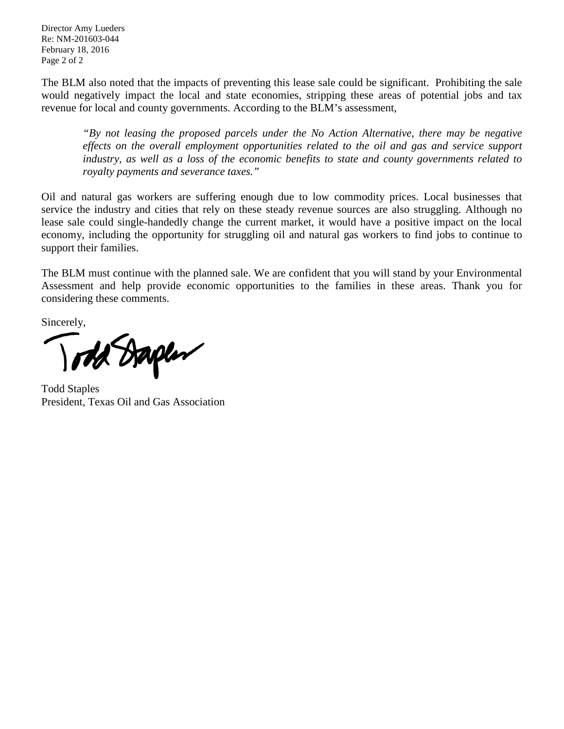The BLM also noted that the impacts of preventing this lease sale could be significant. Prohibiting the sale would negatively impact the local and state economies, stripping these areas of potential jobs and tax revenue for local and county governments. According to the BLM's assessment,

> *"By not leasing the proposed parcels under the No Action Alternative, there may be negative effects on the overall employment opportunities related to the oil and gas and service support industry, as well as a loss of the economic benefits to state and county governments related to royalty payments and severance taxes."*

Oil and natural gas workers are suffering enough due to low commodity prices. Local businesses that service the industry and cities that rely on these steady revenue sources are also struggling. Although no lease sale could single-handedly change the current market, it would have a positive impact on the local economy, including the opportunity for struggling oil and natural gas workers to find jobs to continue to support their families.

The BLM must continue with the planned sale. We are confident that you will stand by your Environmental Assessment and help provide economic opportunities to the families in these areas. Thank you for considering these comments.

Sincerely,

Todd Staples

Todd Staples
President, Texas Oil and Gas Association